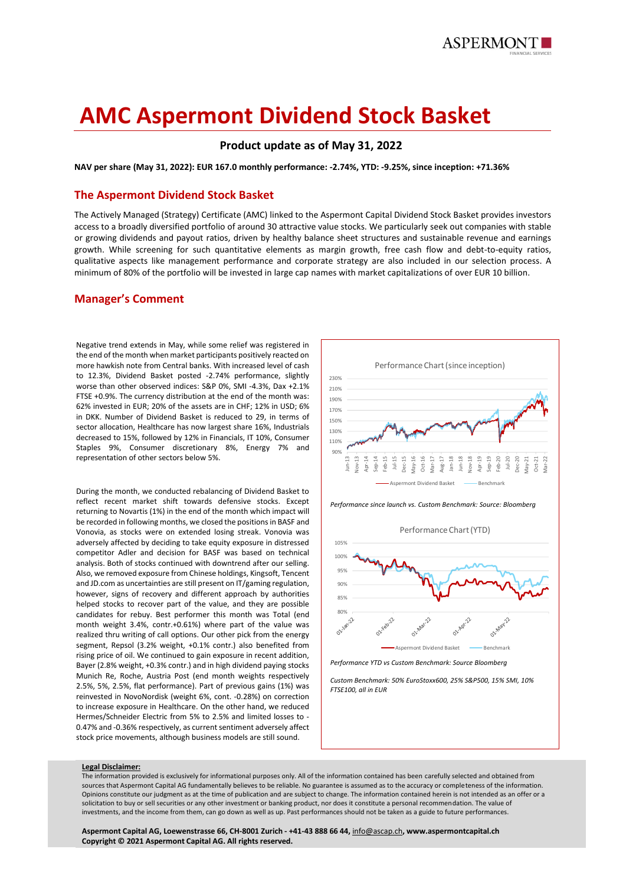# AMC Aspermont Dividend Stock Basket

## Product update as of May 31, 2022

**NAV per share (May 31, 2022): EUR 167.0 monthly performance: -2.74%, YTD: -9.25%, since inception: +71.36%**

## The Aspermont Dividend Stock Basket

The Actively Managed (Strategy) Certificate (AMC) linked to the Aspermont Capital Dividend Stock Basket provides investors access to a broadly diversified portfolio of around 30 attractive value stocks. We particularly seek out companies with stable or growing dividends and payout ratios, driven by healthy balance sheet structures and sustainable revenue and earnings growth. While screening for such quantitative elements as margin growth, free cash flow and debt-to-equity ratios, qualitative aspects like management performance and corporate strategy are also included in our selection process. A minimum of 80% of the portfolio will be invested in large cap names with market capitalizations of over EUR 10 billion.

## Manager's Comment

Negative trend extends in May, while some relief was registered in the end of the month when market participants positively reacted on more hawkish note from Central banks. With increased level of cash to 12.3%, Dividend Basket posted -2.74% performance, slightly worse than other observed indices: S&P 0%, SMI -4.3%, Dax +2.1% FTSE +0.9%. The currency distribution at the end of the month was: 62% invested in EUR; 20% of the assets are in CHF; 12% in USD; 6% in DKK. Number of Dividend Basket is reduced to 29, in terms of sector allocation, Healthcare has now largest share 16%, Industrials decreased to 15%, followed by 12% in Financials, IT 10%, Consumer Staples 9%, Consumer discretionary 8%, Energy 7% and representation of other sectors below 5%.

During the month, we conducted rebalancing of Dividend Basket to reflect recent market shift towards defensive stocks. Except returning to Novartis (1%) in the end of the month which impact will be recorded in following months, we closed the positions in BASF and Vonovia, as stocks were on extended losing streak. Vonovia was adversely affected by deciding to take equity exposure in distressed competitor Adler and decision for BASF was based on technical analysis. Both of stocks continued with downtrend after our selling. Also, we removed exposure from Chinese holdings, Kingsoft, Tencent and JD.com as uncertainties are still present on IT/gaming regulation, however, signs of recovery and different approach by authorities helped stocks to recover part of the value, and they are possible candidates for rebuy. Best performer this month was Total (end month weight 3.4%, contr.+0.61%) where part of the value was realized thru writing of call options. Our other pick from the energy segment, Repsol (3.2% weight, +0.1% contr.) also benefited from rising price of oil. We continued to gain exposure in recent addition, Bayer (2.8% weight, +0.3% contr.) and in high dividend paying stocks Munich Re, Roche, Austria Post (end month weights respectively 2.5%, 5%, 2.5%, flat performance). Part of previous gains (1%) was reinvested in NovoNordisk (weight 6%, cont. -0.28%) on correction to increase exposure in Healthcare. On the other hand, we reduced Hermes/Schneider Electric from 5% to 2.5% and limited losses to -0.47% and -0.36% respectively, as current sentiment adversely affect stock price movements, although business models are still sound.

*Performance since launch vs. Custom Benchmark: Source: Bloomberg*

*Performance YTD vs Custom Benchmark: Source Bloomberg*

*Custom Benchmark: 50% EuroStoxx600, 25% S&P500, 15% SMI, 10% FTSE100, all in EUR*

**Legal Disclaimer:**
The information provided is exclusively for informational purposes only. All of the information contained has been carefully selected and obtained from sources that Aspermont Capital AG fundamentally believes to be reliable. No guarantee is assumed as to the accuracy or completeness of the information. Opinions constitute our judgment as at the time of publication and are subject to change. The information contained herein is not intended as an offer or a solicitation to buy or sell securities or any other investment or banking product, nor does it constitute a personal recommendation. The value of investments, and the income from them, can go down as well as up. Past performances should not be taken as a guide to future performances.

**Aspermont Capital AG, Loewenstrasse 66, CH-8001 Zurich - +41-43 888 66 44, info@ascap.ch, www.aspermontcapital.ch**
**Copyright © 2021 Aspermont Capital AG. All rights reserved.**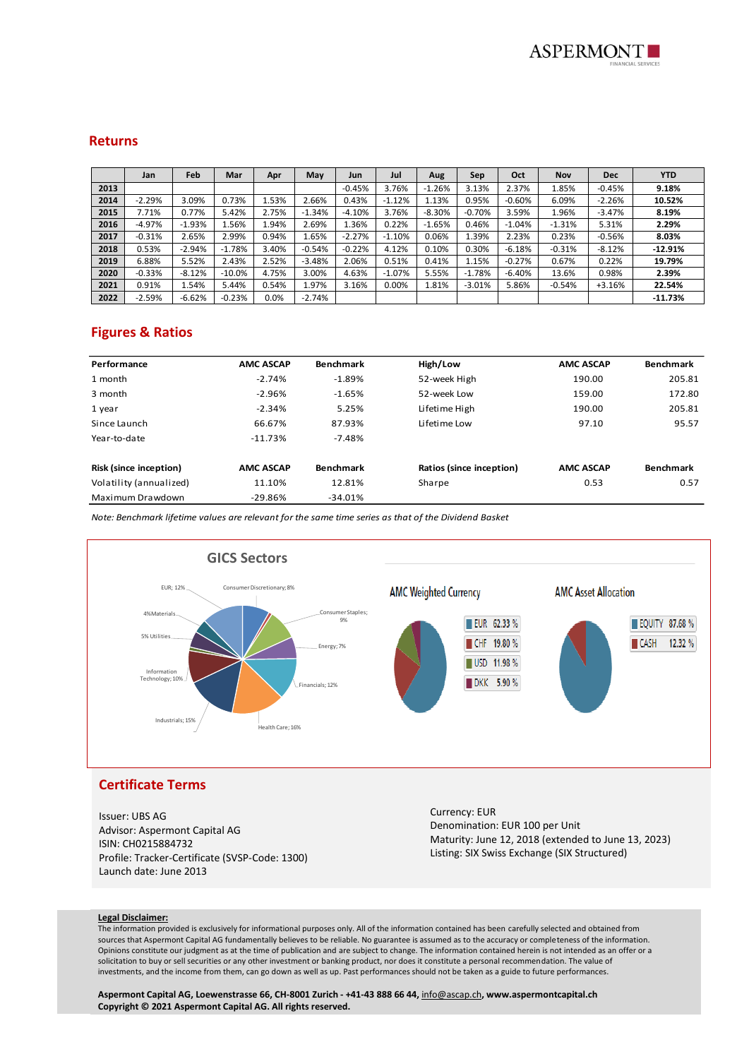## Returns

| | Jan | Feb | Mar | Apr | May | Jun | Jul | Aug | Sep | Oct | Nov | Dec | YTD |
|---|---|---|---|---|---|---|---|---|---|---|---|---|---|
| **2013** | | | | | | -0.45% | 3.76% | -1.26% | 3.13% | 2.37% | 1.85% | -0.45% | **9.18%** |
| **2014** | -2.29% | 3.09% | 0.73% | 1.53% | 2.66% | 0.43% | -1.12% | 1.13% | 0.95% | -0.60% | 6.09% | -2.26% | **10.52%** |
| **2015** | 7.71% | 0.77% | 5.42% | 2.75% | -1.34% | -4.10% | 3.76% | -8.30% | -0.70% | 3.59% | 1.96% | -3.47% | **8.19%** |
| **2016** | -4.97% | -1.93% | 1.56% | 1.94% | 2.69% | 1.36% | 0.22% | -1.65% | 0.46% | -1.04% | -1.31% | 5.31% | **2.29%** |
| **2017** | -0.31% | 2.65% | 2.99% | 0.94% | 1.65% | -2.27% | -1.10% | 0.06% | 1.39% | 2.23% | 0.23% | -0.56% | **8.03%** |
| **2018** | 0.53% | -2.94% | -1.78% | 3.40% | -0.54% | -0.22% | 4.12% | 0.10% | 0.30% | -6.18% | -0.31% | -8.12% | **-12.91%** |
| **2019** | 6.88% | 5.52% | 2.43% | 2.52% | -3.48% | 2.06% | 0.51% | 0.41% | 1.15% | -0.27% | 0.67% | 0.22% | **19.79%** |
| **2020** | -0.33% | -8.12% | -10.0% | 4.75% | 3.00% | 4.63% | -1.07% | 5.55% | -1.78% | -6.40% | 13.6% | 0.98% | **2.39%** |
| **2021** | 0.91% | 1.54% | 5.44% | 0.54% | 1.97% | 3.16% | 0.00% | 1.81% | -3.01% | 5.86% | -0.54% | +3.16% | **22.54%** |
| **2022** | -2.59% | -6.62% | -0.23% | 0.0% | -2.74% | | | | | | | | **-11.73%** |

## Figures & Ratios

| **Performance** | **AMC ASCAP** | **Benchmark** | **High/Low** | **AMC ASCAP** | **Benchmark** |
|---|---|---|---|---|---|
| 1 month | -2.74% | -1.89% | 52-week High | 190.00 | 205.81 |
| 3 month | -2.96% | -1.65% | 52-week Low | 159.00 | 172.80 |
| 1 year | -2.34% | 5.25% | Lifetime High | 190.00 | 205.81 |
| Since Launch | 66.67% | 87.93% | Lifetime Low | 97.10 | 95.57 |
| Year-to-date | -11.73% | -7.48% | | | |
| **Risk (since inception)** | **AMC ASCAP** | **Benchmark** | **Ratios (since inception)** | **AMC ASCAP** | **Benchmark** |
| Volatility (annualized) | 11.10% | 12.81% | Sharpe | 0.53 | 0.57 |
| Maximum Drawdown | -29.86% | -34.01% | | | |

*Note: Benchmark lifetime values are relevant for the same time series as that of the Dividend Basket*

GICS Sectors

EUR; 12%
Consumer Discretionary; 8%
4%Materials
Consumer Staples; 9%
5% Utilities
Energy; 7%
Information Technology; 10%
Financials; 12%
Industrials; 15%
Health Care; 16%

AMC Weighted Currency

EUR 62.33 %
CHF 19.80 %
USD 11.98 %
DKK 5.90 %

AMC Asset Allocation

EQUITY 87.68 %
CASH 12.32 %

## Certificate Terms

Issuer: UBS AG
Advisor: Aspermont Capital AG
ISIN: CH0215884732
Profile: Tracker-Certificate (SVSP-Code: 1300)
Launch date: June 2013

Currency: EUR
Denomination: EUR 100 per Unit
Maturity: June 12, 2018 (extended to June 13, 2023)
Listing: SIX Swiss Exchange (SIX Structured)

**Legal Disclaimer:**
The information provided is exclusively for informational purposes only. All of the information contained has been carefully selected and obtained from sources that Aspermont Capital AG fundamentally believes to be reliable. No guarantee is assumed as to the accuracy or completeness of the information. Opinions constitute our judgment as at the time of publication and are subject to change. The information contained herein is not intended as an offer or a solicitation to buy or sell securities or any other investment or banking product, nor does it constitute a personal recommendation. The value of investments, and the income from them, can go down as well as up. Past performances should not be taken as a guide to future performances.

**Aspermont Capital AG, Loewenstrasse 66, CH-8001 Zurich - +41-43 888 66 44, info@ascap.ch, www.aspermontcapital.ch**
**Copyright © 2021 Aspermont Capital AG. All rights reserved.**